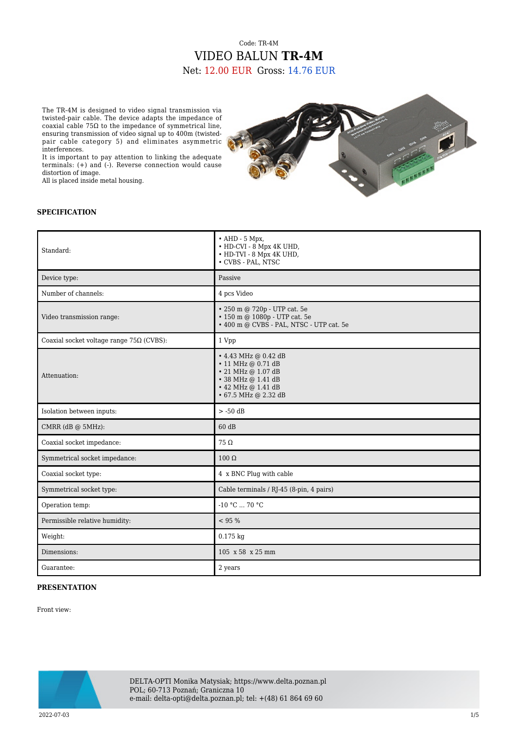Code: TR-4M

# VIDEO BALUN **TR-4M**

Net: 12.00 EUR Gross: 14.76 EUR

The TR-4M is designed to video signal transmission via twisted-pair cable. The device adapts the impedance of coaxial cable 75Ω to the impedance of symmetrical line, ensuring transmission of video signal up to 400m (twisted-pair cable category 5) and eliminates asymmetric interferences.
It is important to pay attention to linking the adequate terminals: (+) and (-). Reverse connection would cause distortion of image.
All is placed inside metal housing.

## SPECIFICATION

| | |
|---|---|
| Standard: | • AHD - 5 Mpx,<br>• HD-CVI - 8 Mpx 4K UHD,<br>• HD-TVI - 8 Mpx 4K UHD,<br>• CVBS - PAL, NTSC |
| Device type: | Passive |
| Number of channels: | 4 pcs Video |
| Video transmission range: | • 250 m @ 720p - UTP cat. 5e<br>• 150 m @ 1080p - UTP cat. 5e<br>• 400 m @ CVBS - PAL, NTSC - UTP cat. 5e |
| Coaxial socket voltage range 75Ω (CVBS): | 1 Vpp |
| Attenuation: | • 4.43 MHz @ 0.42 dB<br>• 11 MHz @ 0.71 dB<br>• 21 MHz @ 1.07 dB<br>• 38 MHz @ 1.41 dB<br>• 42 MHz @ 1.41 dB<br>• 67.5 MHz @ 2.32 dB |
| Isolation between inputs: | > -50 dB |
| CMRR (dB @ 5MHz): | 60 dB |
| Coaxial socket impedance: | 75 Ω |
| Symmetrical socket impedance: | 100 Ω |
| Coaxial socket type: | 4 x BNC Plug with cable |
| Symmetrical socket type: | Cable terminals / RJ-45 (8-pin, 4 pairs) |
| Operation temp: | -10 °C ... 70 °C |
| Permissible relative humidity: | < 95 % |
| Weight: | 0.175 kg |
| Dimensions: | 105 x 58 x 25 mm |
| Guarantee: | 2 years |

## PRESENTATION

Front view: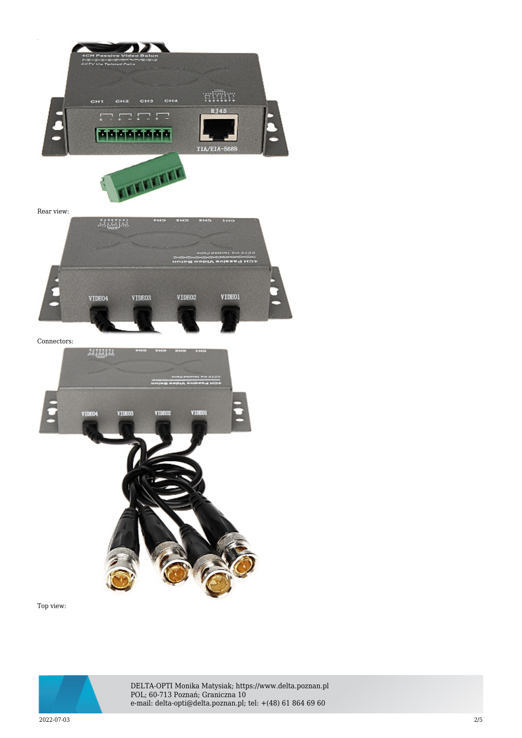Rear view:

Connectors:

Top view: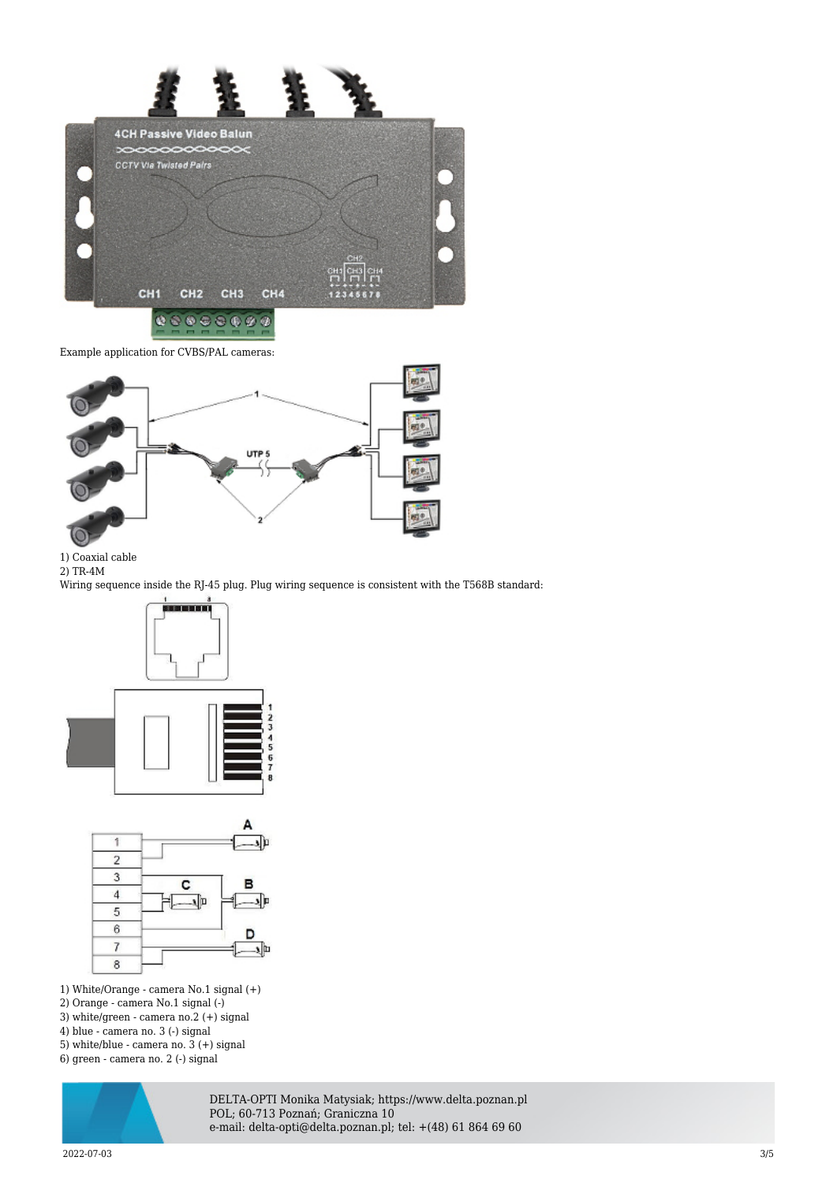Example application for CVBS/PAL cameras:

1) Coaxial cable
2) TR-4M

Wiring sequence inside the RJ-45 plug. Plug wiring sequence is consistent with the T568B standard:

1) White/Orange - camera No.1 signal (+)
2) Orange - camera No.1 signal (-)
3) white/green - camera no.2 (+) signal
4) blue - camera no. 3 (-) signal
5) white/blue - camera no. 3 (+) signal
6) green - camera no. 2 (-) signal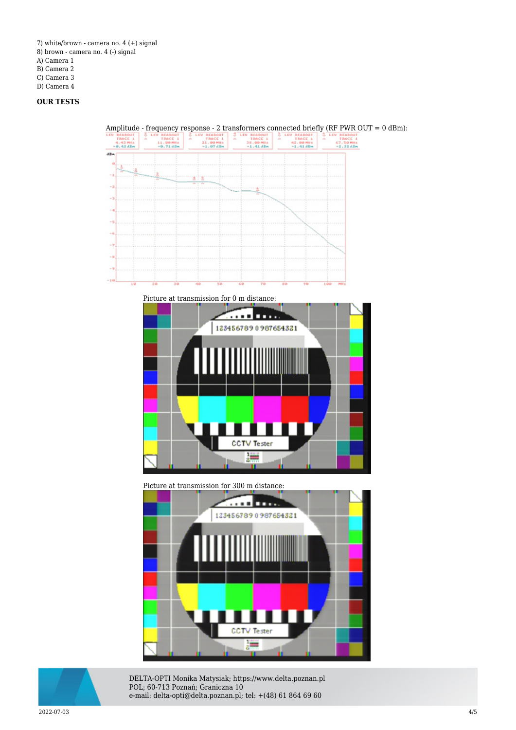7) white/brown - camera no. 4 (+) signal
8) brown - camera no. 4 (-) signal
A) Camera 1
B) Camera 2
C) Camera 3
D) Camera 4

**OUR TESTS**

Amplitude - frequency response - 2 transformers connected briefly (RF PWR OUT = 0 dBm):

Picture at transmission for 0 m distance:

Picture at transmission for 300 m distance: